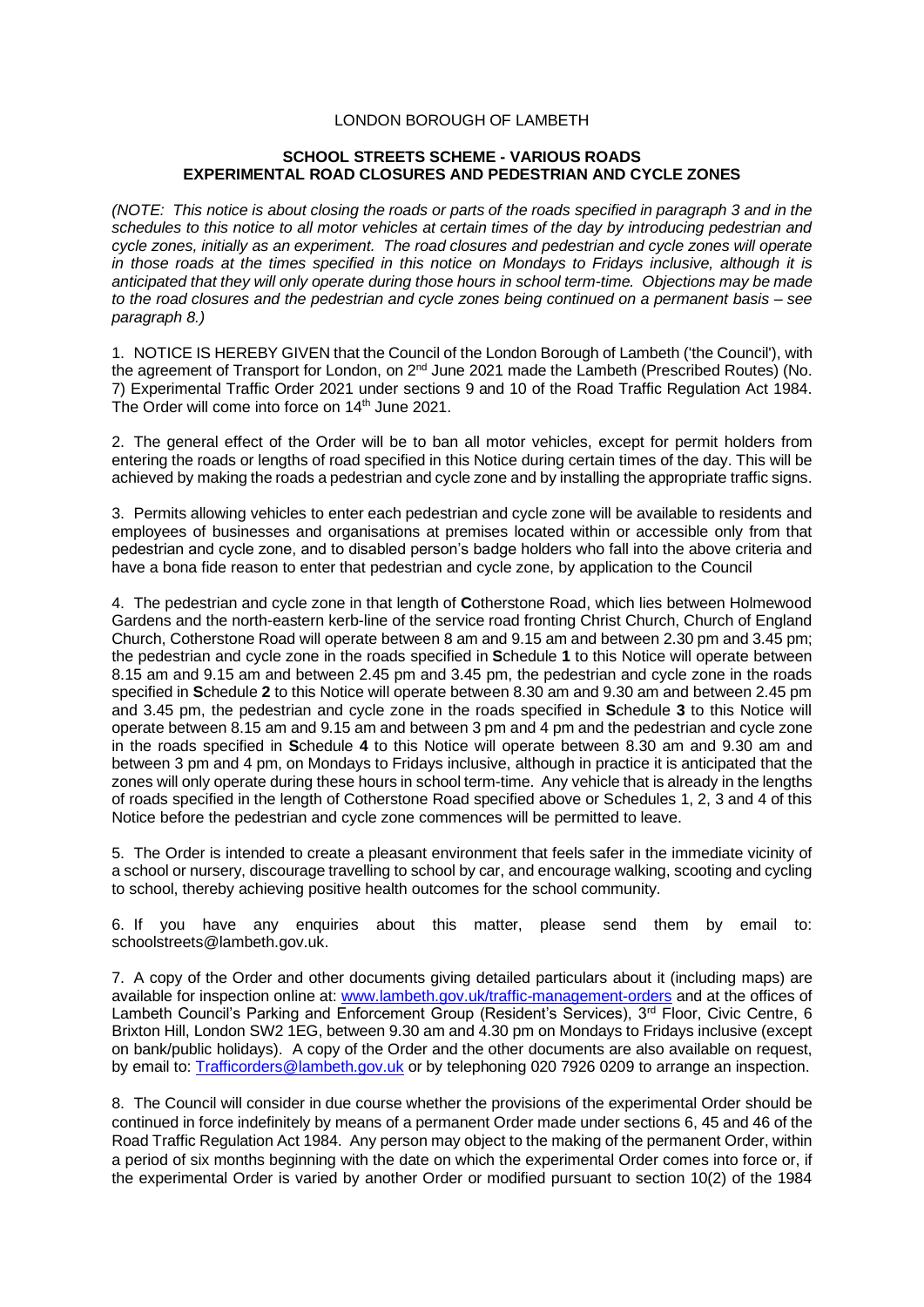LONDON BOROUGH OF LAMBETH

**SCHOOL STREETS SCHEME - VARIOUS ROADS**
**EXPERIMENTAL ROAD CLOSURES AND PEDESTRIAN AND CYCLE ZONES**

*(NOTE: This notice is about closing the roads or parts of the roads specified in paragraph 3 and in the schedules to this notice to all motor vehicles at certain times of the day by introducing pedestrian and cycle zones, initially as an experiment. The road closures and pedestrian and cycle zones will operate in those roads at the times specified in this notice on Mondays to Fridays inclusive, although it is anticipated that they will only operate during those hours in school term-time. Objections may be made to the road closures and the pedestrian and cycle zones being continued on a permanent basis – see paragraph 8.)*

1. NOTICE IS HEREBY GIVEN that the Council of the London Borough of Lambeth ('the Council'), with the agreement of Transport for London, on 2nd June 2021 made the Lambeth (Prescribed Routes) (No. 7) Experimental Traffic Order 2021 under sections 9 and 10 of the Road Traffic Regulation Act 1984. The Order will come into force on 14th June 2021.

2. The general effect of the Order will be to ban all motor vehicles, except for permit holders from entering the roads or lengths of road specified in this Notice during certain times of the day. This will be achieved by making the roads a pedestrian and cycle zone and by installing the appropriate traffic signs.

3. Permits allowing vehicles to enter each pedestrian and cycle zone will be available to residents and employees of businesses and organisations at premises located within or accessible only from that pedestrian and cycle zone, and to disabled person's badge holders who fall into the above criteria and have a bona fide reason to enter that pedestrian and cycle zone, by application to the Council

4. The pedestrian and cycle zone in that length of **C**otherstone Road, which lies between Holmewood Gardens and the north-eastern kerb-line of the service road fronting Christ Church, Church of England Church, Cotherstone Road will operate between 8 am and 9.15 am and between 2.30 pm and 3.45 pm; the pedestrian and cycle zone in the roads specified in **S**chedule **1** to this Notice will operate between 8.15 am and 9.15 am and between 2.45 pm and 3.45 pm, the pedestrian and cycle zone in the roads specified in **S**chedule **2** to this Notice will operate between 8.30 am and 9.30 am and between 2.45 pm and 3.45 pm, the pedestrian and cycle zone in the roads specified in **S**chedule **3** to this Notice will operate between 8.15 am and 9.15 am and between 3 pm and 4 pm and the pedestrian and cycle zone in the roads specified in **S**chedule **4** to this Notice will operate between 8.30 am and 9.30 am and between 3 pm and 4 pm, on Mondays to Fridays inclusive, although in practice it is anticipated that the zones will only operate during these hours in school term-time. Any vehicle that is already in the lengths of roads specified in the length of Cotherstone Road specified above or Schedules 1, 2, 3 and 4 of this Notice before the pedestrian and cycle zone commences will be permitted to leave.

5. The Order is intended to create a pleasant environment that feels safer in the immediate vicinity of a school or nursery, discourage travelling to school by car, and encourage walking, scooting and cycling to school, thereby achieving positive health outcomes for the school community.

6. If you have any enquiries about this matter, please send them by email to: schoolstreets@lambeth.gov.uk.

7. A copy of the Order and other documents giving detailed particulars about it (including maps) are available for inspection online at: www.lambeth.gov.uk/traffic-management-orders and at the offices of Lambeth Council's Parking and Enforcement Group (Resident's Services), 3rd Floor, Civic Centre, 6 Brixton Hill, London SW2 1EG, between 9.30 am and 4.30 pm on Mondays to Fridays inclusive (except on bank/public holidays). A copy of the Order and the other documents are also available on request, by email to: Trafficorders@lambeth.gov.uk or by telephoning 020 7926 0209 to arrange an inspection.

8. The Council will consider in due course whether the provisions of the experimental Order should be continued in force indefinitely by means of a permanent Order made under sections 6, 45 and 46 of the Road Traffic Regulation Act 1984. Any person may object to the making of the permanent Order, within a period of six months beginning with the date on which the experimental Order comes into force or, if the experimental Order is varied by another Order or modified pursuant to section 10(2) of the 1984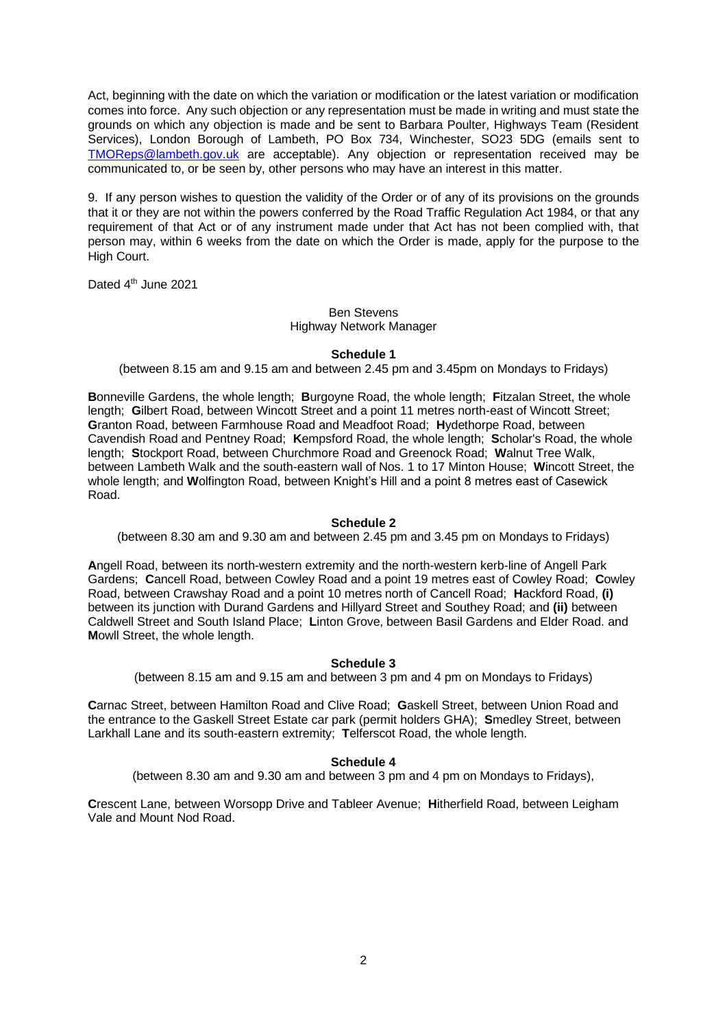Act, beginning with the date on which the variation or modification or the latest variation or modification comes into force. Any such objection or any representation must be made in writing and must state the grounds on which any objection is made and be sent to Barbara Poulter, Highways Team (Resident Services), London Borough of Lambeth, PO Box 734, Winchester, SO23 5DG (emails sent to TMOReps@lambeth.gov.uk are acceptable). Any objection or representation received may be communicated to, or be seen by, other persons who may have an interest in this matter.

9. If any person wishes to question the validity of the Order or of any of its provisions on the grounds that it or they are not within the powers conferred by the Road Traffic Regulation Act 1984, or that any requirement of that Act or of any instrument made under that Act has not been complied with, that person may, within 6 weeks from the date on which the Order is made, apply for the purpose to the High Court.

Dated 4th June 2021

Ben Stevens
Highway Network Manager

**Schedule 1**

(between 8.15 am and 9.15 am and between 2.45 pm and 3.45pm on Mondays to Fridays)

**B**onneville Gardens, the whole length; **B**urgoyne Road, the whole length; **F**itzalan Street, the whole length; **G**ilbert Road, between Wincott Street and a point 11 metres north-east of Wincott Street; **G**ranton Road, between Farmhouse Road and Meadfoot Road; **H**ydethorpe Road, between Cavendish Road and Pentney Road; **K**empsford Road, the whole length; **S**cholar's Road, the whole length; **S**tockport Road, between Churchmore Road and Greenock Road; **W**alnut Tree Walk, between Lambeth Walk and the south-eastern wall of Nos. 1 to 17 Minton House; **W**incott Street, the whole length; and **W**olfington Road, between Knight's Hill and a point 8 metres east of Casewick Road.

**Schedule 2**

(between 8.30 am and 9.30 am and between 2.45 pm and 3.45 pm on Mondays to Fridays)

**A**ngell Road, between its north-western extremity and the north-western kerb-line of Angell Park Gardens; **C**ancell Road, between Cowley Road and a point 19 metres east of Cowley Road; **C**owley Road, between Crawshay Road and a point 10 metres north of Cancell Road; **H**ackford Road, **(i)** between its junction with Durand Gardens and Hillyard Street and Southey Road; and **(ii)** between Caldwell Street and South Island Place; **L**inton Grove, between Basil Gardens and Elder Road. and **M**owll Street, the whole length.

**Schedule 3**

(between 8.15 am and 9.15 am and between 3 pm and 4 pm on Mondays to Fridays)

**C**arnac Street, between Hamilton Road and Clive Road; **G**askell Street, between Union Road and the entrance to the Gaskell Street Estate car park (permit holders GHA); **S**medley Street, between Larkhall Lane and its south-eastern extremity; **T**elferscot Road, the whole length.

**Schedule 4**

(between 8.30 am and 9.30 am and between 3 pm and 4 pm on Mondays to Fridays),

**C**rescent Lane, between Worsopp Drive and Tableer Avenue; **H**itherfield Road, between Leigham Vale and Mount Nod Road.